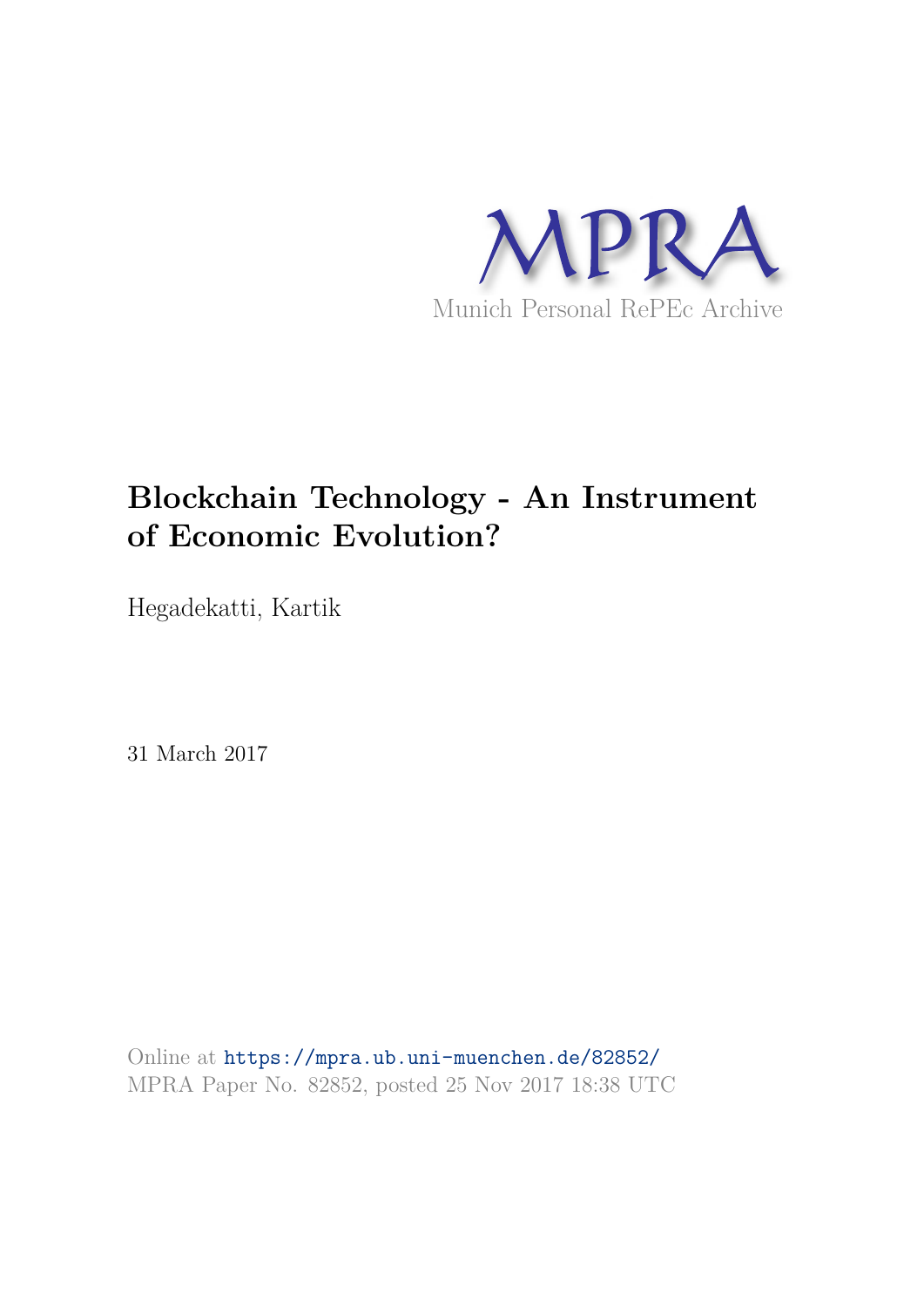MPRA

Munich Personal RePEc Archive

# Blockchain Technology - An Instrument of Economic Evolution?

Hegadekatti, Kartik

31 March 2017

Online at https://mpra.ub.uni-muenchen.de/82852/
MPRA Paper No. 82852, posted 25 Nov 2017 18:38 UTC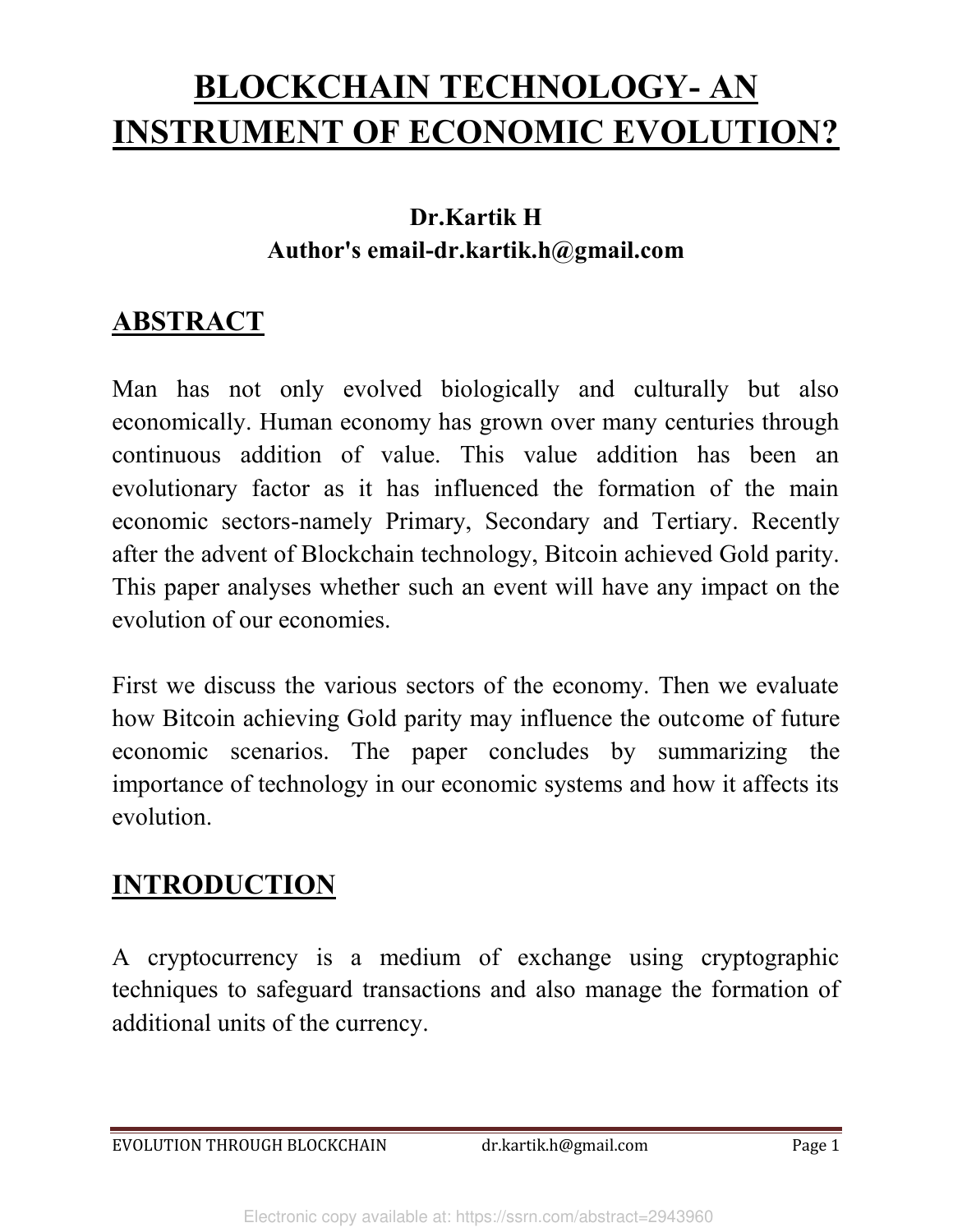# BLOCKCHAIN TECHNOLOGY- AN INSTRUMENT OF ECONOMIC EVOLUTION?

**Dr.Kartik H**
**Author's email-dr.kartik.h@gmail.com**

## ABSTRACT

Man has not only evolved biologically and culturally but also economically. Human economy has grown over many centuries through continuous addition of value. This value addition has been an evolutionary factor as it has influenced the formation of the main economic sectors-namely Primary, Secondary and Tertiary. Recently after the advent of Blockchain technology, Bitcoin achieved Gold parity. This paper analyses whether such an event will have any impact on the evolution of our economies.

First we discuss the various sectors of the economy. Then we evaluate how Bitcoin achieving Gold parity may influence the outcome of future economic scenarios. The paper concludes by summarizing the importance of technology in our economic systems and how it affects its evolution.

## INTRODUCTION

A cryptocurrency is a medium of exchange using cryptographic techniques to safeguard transactions and also manage the formation of additional units of the currency.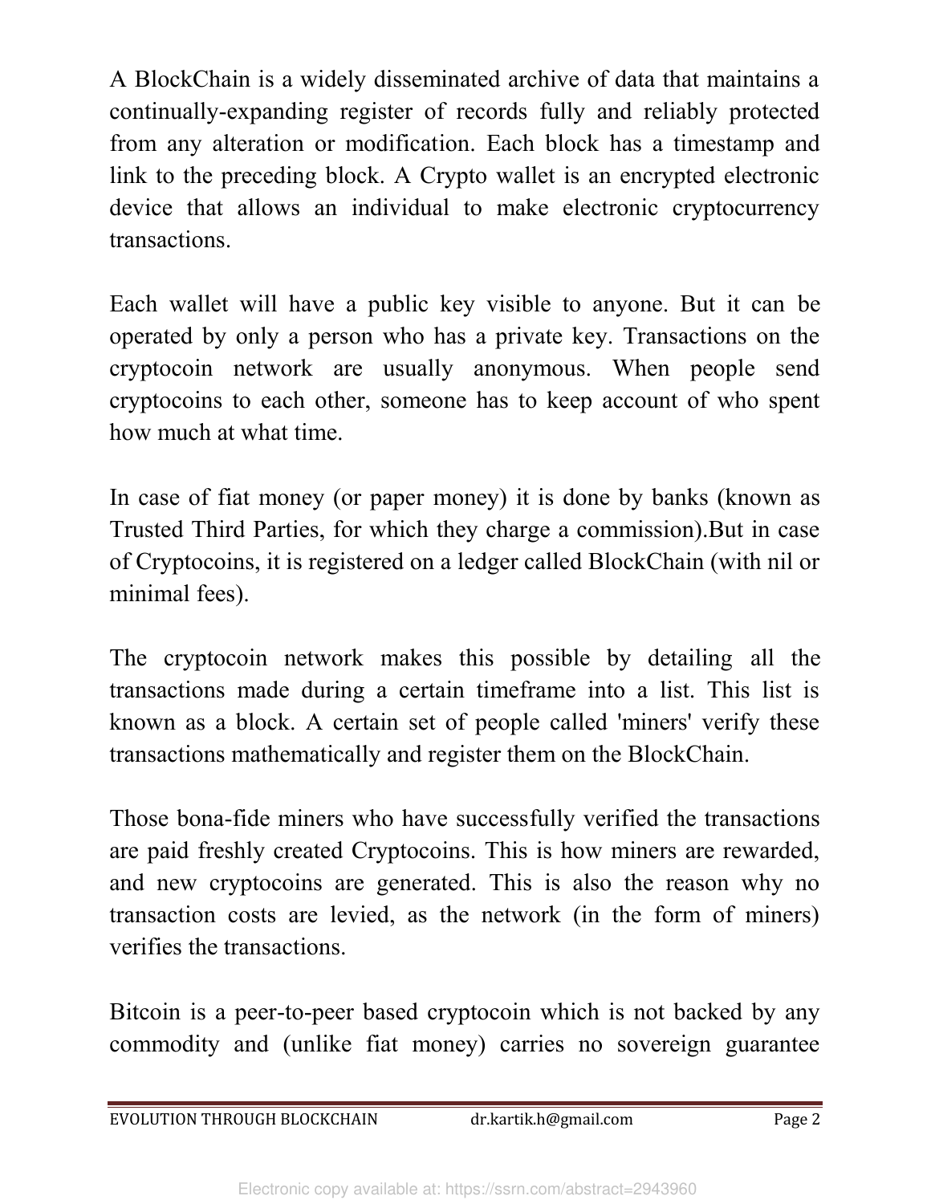A BlockChain is a widely disseminated archive of data that maintains a continually-expanding register of records fully and reliably protected from any alteration or modification. Each block has a timestamp and link to the preceding block. A Crypto wallet is an encrypted electronic device that allows an individual to make electronic cryptocurrency transactions.

Each wallet will have a public key visible to anyone. But it can be operated by only a person who has a private key. Transactions on the cryptocoin network are usually anonymous. When people send cryptocoins to each other, someone has to keep account of who spent how much at what time.

In case of fiat money (or paper money) it is done by banks (known as Trusted Third Parties, for which they charge a commission).But in case of Cryptocoins, it is registered on a ledger called BlockChain (with nil or minimal fees).

The cryptocoin network makes this possible by detailing all the transactions made during a certain timeframe into a list. This list is known as a block. A certain set of people called 'miners' verify these transactions mathematically and register them on the BlockChain.

Those bona-fide miners who have successfully verified the transactions are paid freshly created Cryptocoins. This is how miners are rewarded, and new cryptocoins are generated. This is also the reason why no transaction costs are levied, as the network (in the form of miners) verifies the transactions.

Bitcoin is a peer-to-peer based cryptocoin which is not backed by any commodity and (unlike fiat money) carries no sovereign guarantee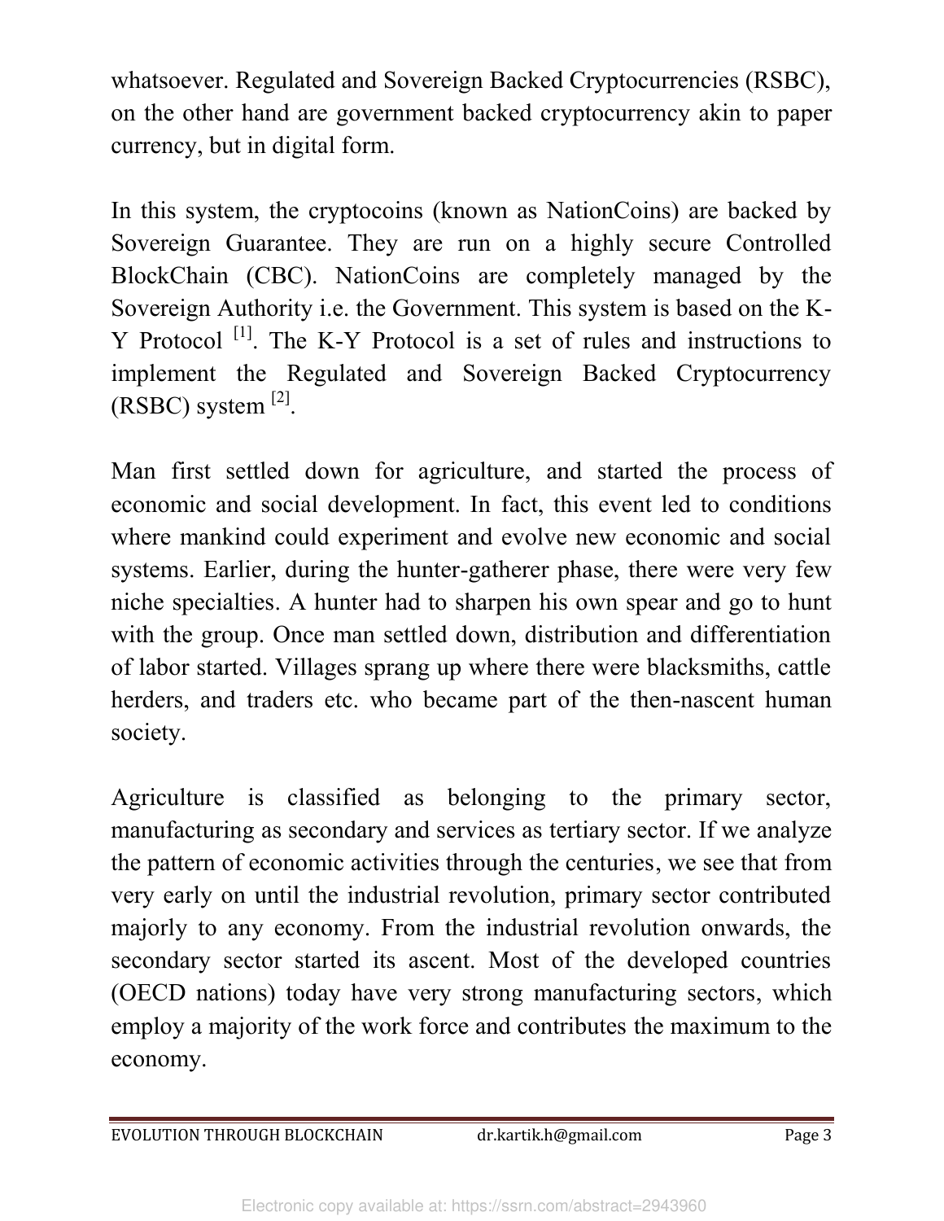whatsoever. Regulated and Sovereign Backed Cryptocurrencies (RSBC), on the other hand are government backed cryptocurrency akin to paper currency, but in digital form.

In this system, the cryptocoins (known as NationCoins) are backed by Sovereign Guarantee. They are run on a highly secure Controlled BlockChain (CBC). NationCoins are completely managed by the Sovereign Authority i.e. the Government. This system is based on the K-Y Protocol [1]. The K-Y Protocol is a set of rules and instructions to implement the Regulated and Sovereign Backed Cryptocurrency (RSBC) system [2].

Man first settled down for agriculture, and started the process of economic and social development. In fact, this event led to conditions where mankind could experiment and evolve new economic and social systems. Earlier, during the hunter-gatherer phase, there were very few niche specialties. A hunter had to sharpen his own spear and go to hunt with the group. Once man settled down, distribution and differentiation of labor started. Villages sprang up where there were blacksmiths, cattle herders, and traders etc. who became part of the then-nascent human society.

Agriculture is classified as belonging to the primary sector, manufacturing as secondary and services as tertiary sector. If we analyze the pattern of economic activities through the centuries, we see that from very early on until the industrial revolution, primary sector contributed majorly to any economy. From the industrial revolution onwards, the secondary sector started its ascent. Most of the developed countries (OECD nations) today have very strong manufacturing sectors, which employ a majority of the work force and contributes the maximum to the economy.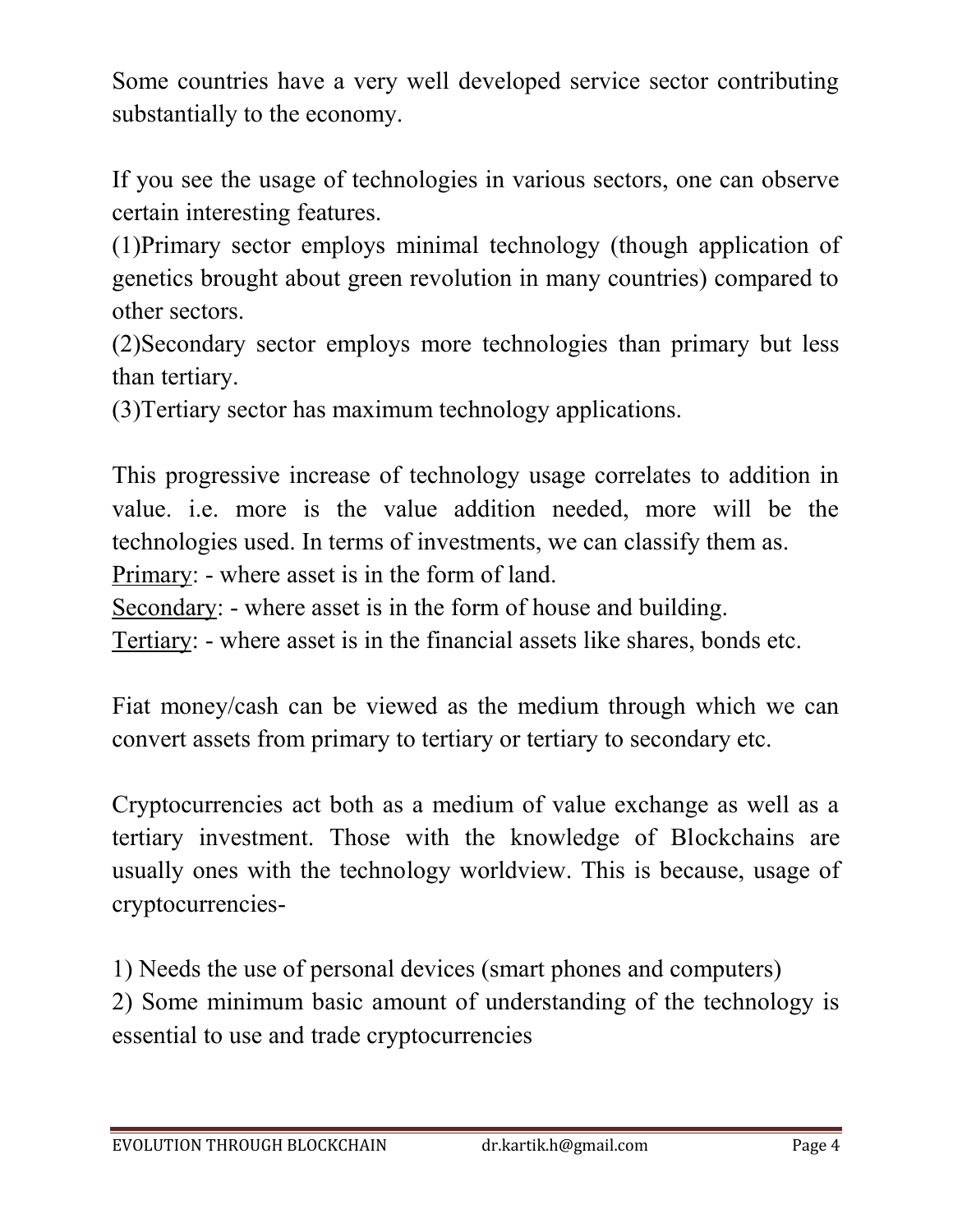Some countries have a very well developed service sector contributing substantially to the economy.

If you see the usage of technologies in various sectors, one can observe certain interesting features.

(1)Primary sector employs minimal technology (though application of genetics brought about green revolution in many countries) compared to other sectors.

(2)Secondary sector employs more technologies than primary but less than tertiary.

(3)Tertiary sector has maximum technology applications.

This progressive increase of technology usage correlates to addition in value. i.e. more is the value addition needed, more will be the technologies used. In terms of investments, we can classify them as.

<u>Primary</u>: - where asset is in the form of land.

<u>Secondary</u>: - where asset is in the form of house and building.

<u>Tertiary</u>: - where asset is in the financial assets like shares, bonds etc.

Fiat money/cash can be viewed as the medium through which we can convert assets from primary to tertiary or tertiary to secondary etc.

Cryptocurrencies act both as a medium of value exchange as well as a tertiary investment. Those with the knowledge of Blockchains are usually ones with the technology worldview. This is because, usage of cryptocurrencies-

1) Needs the use of personal devices (smart phones and computers)

2) Some minimum basic amount of understanding of the technology is essential to use and trade cryptocurrencies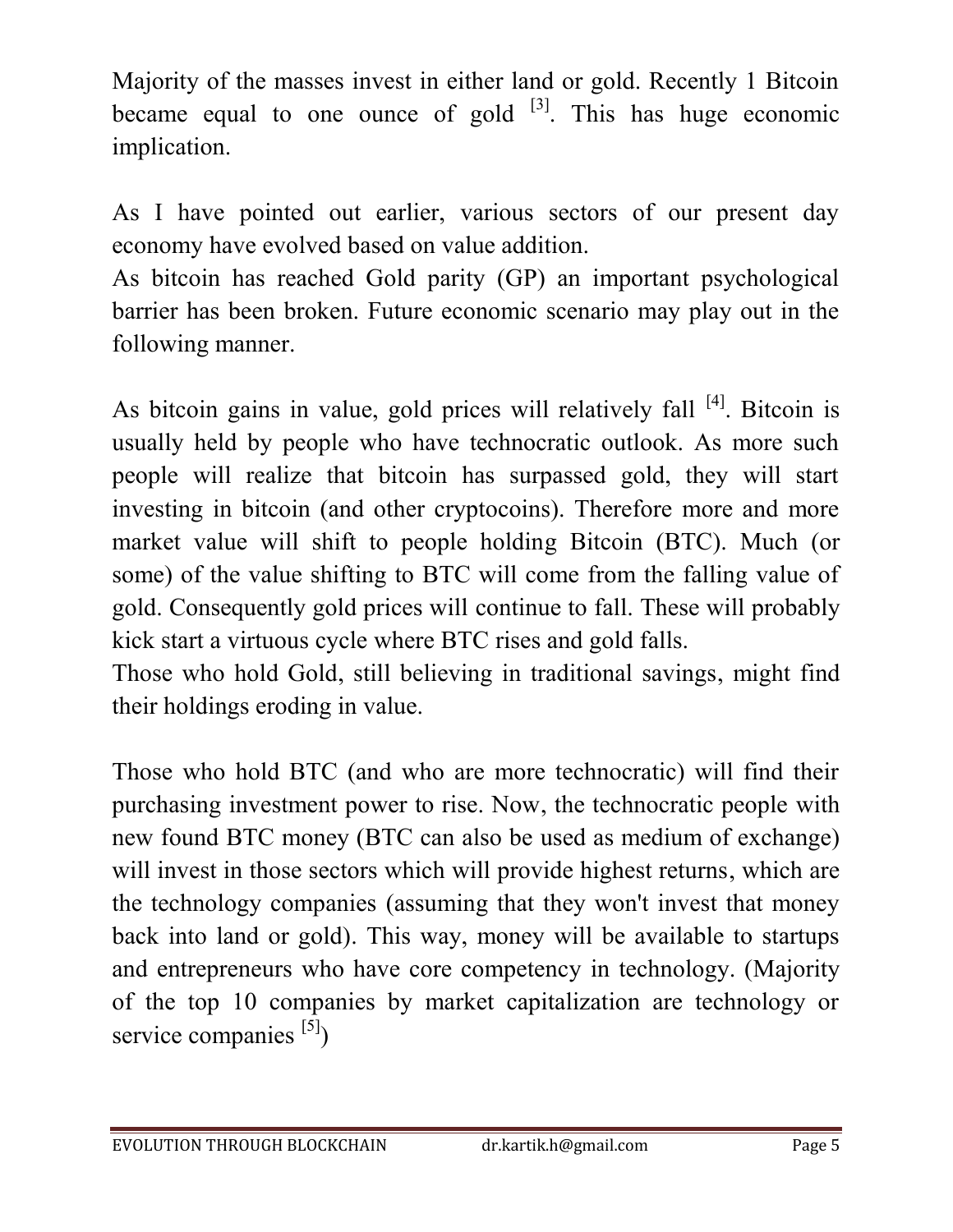Majority of the masses invest in either land or gold. Recently 1 Bitcoin became equal to one ounce of gold [3]. This has huge economic implication.

As I have pointed out earlier, various sectors of our present day economy have evolved based on value addition.
As bitcoin has reached Gold parity (GP) an important psychological barrier has been broken. Future economic scenario may play out in the following manner.

As bitcoin gains in value, gold prices will relatively fall [4]. Bitcoin is usually held by people who have technocratic outlook. As more such people will realize that bitcoin has surpassed gold, they will start investing in bitcoin (and other cryptocoins). Therefore more and more market value will shift to people holding Bitcoin (BTC). Much (or some) of the value shifting to BTC will come from the falling value of gold. Consequently gold prices will continue to fall. These will probably kick start a virtuous cycle where BTC rises and gold falls.
Those who hold Gold, still believing in traditional savings, might find their holdings eroding in value.

Those who hold BTC (and who are more technocratic) will find their purchasing investment power to rise. Now, the technocratic people with new found BTC money (BTC can also be used as medium of exchange) will invest in those sectors which will provide highest returns, which are the technology companies (assuming that they won't invest that money back into land or gold). This way, money will be available to startups and entrepreneurs who have core competency in technology. (Majority of the top 10 companies by market capitalization are technology or service companies [5])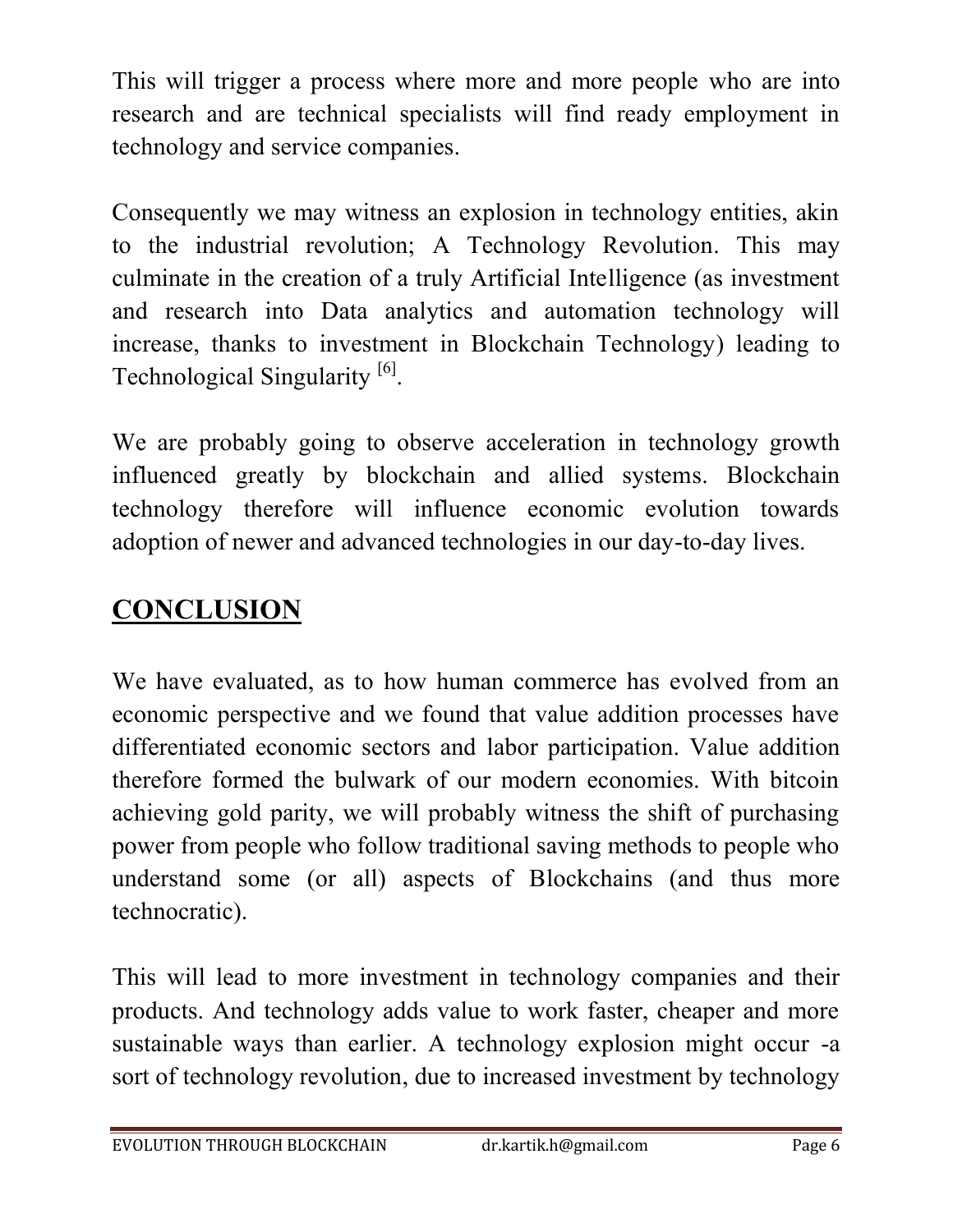This will trigger a process where more and more people who are into research and are technical specialists will find ready employment in technology and service companies.

Consequently we may witness an explosion in technology entities, akin to the industrial revolution; A Technology Revolution. This may culminate in the creation of a truly Artificial Intelligence (as investment and research into Data analytics and automation technology will increase, thanks to investment in Blockchain Technology) leading to Technological Singularity [6].

We are probably going to observe acceleration in technology growth influenced greatly by blockchain and allied systems. Blockchain technology therefore will influence economic evolution towards adoption of newer and advanced technologies in our day-to-day lives.

## CONCLUSION

We have evaluated, as to how human commerce has evolved from an economic perspective and we found that value addition processes have differentiated economic sectors and labor participation. Value addition therefore formed the bulwark of our modern economies. With bitcoin achieving gold parity, we will probably witness the shift of purchasing power from people who follow traditional saving methods to people who understand some (or all) aspects of Blockchains (and thus more technocratic).

This will lead to more investment in technology companies and their products. And technology adds value to work faster, cheaper and more sustainable ways than earlier. A technology explosion might occur -a sort of technology revolution, due to increased investment by technology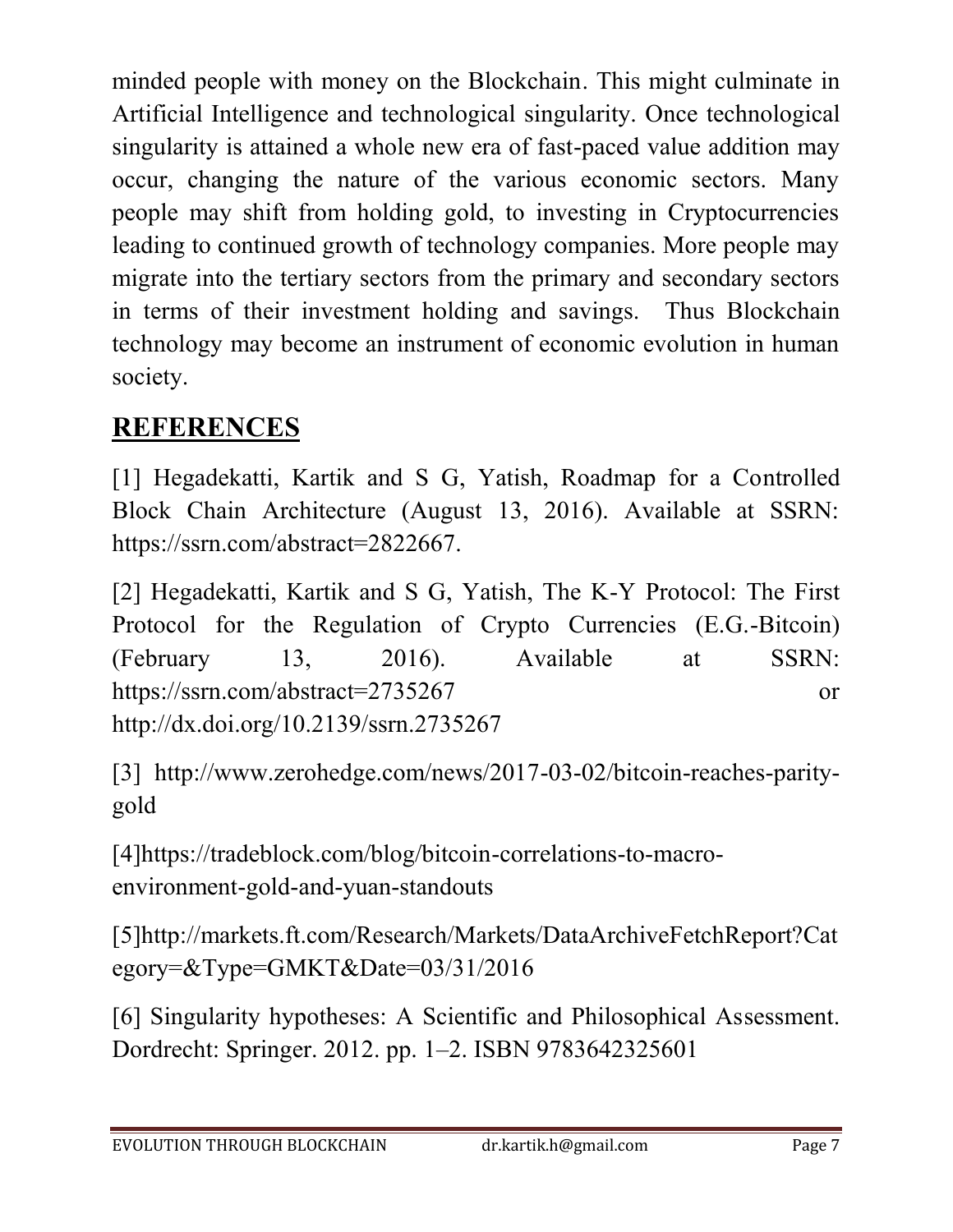minded people with money on the Blockchain. This might culminate in Artificial Intelligence and technological singularity. Once technological singularity is attained a whole new era of fast-paced value addition may occur, changing the nature of the various economic sectors. Many people may shift from holding gold, to investing in Cryptocurrencies leading to continued growth of technology companies. More people may migrate into the tertiary sectors from the primary and secondary sectors in terms of their investment holding and savings. Thus Blockchain technology may become an instrument of economic evolution in human society.

## REFERENCES

[1] Hegadekatti, Kartik and S G, Yatish, Roadmap for a Controlled Block Chain Architecture (August 13, 2016). Available at SSRN: https://ssrn.com/abstract=2822667.

[2] Hegadekatti, Kartik and S G, Yatish, The K-Y Protocol: The First Protocol for the Regulation of Crypto Currencies (E.G.-Bitcoin) (February 13, 2016). Available at SSRN: https://ssrn.com/abstract=2735267 or http://dx.doi.org/10.2139/ssrn.2735267

[3] http://www.zerohedge.com/news/2017-03-02/bitcoin-reaches-parity-gold

[4]https://tradeblock.com/blog/bitcoin-correlations-to-macro-environment-gold-and-yuan-standouts

[5]http://markets.ft.com/Research/Markets/DataArchiveFetchReport?Category=&Type=GMKT&Date=03/31/2016

[6] Singularity hypotheses: A Scientific and Philosophical Assessment. Dordrecht: Springer. 2012. pp. 1–2. ISBN 9783642325601